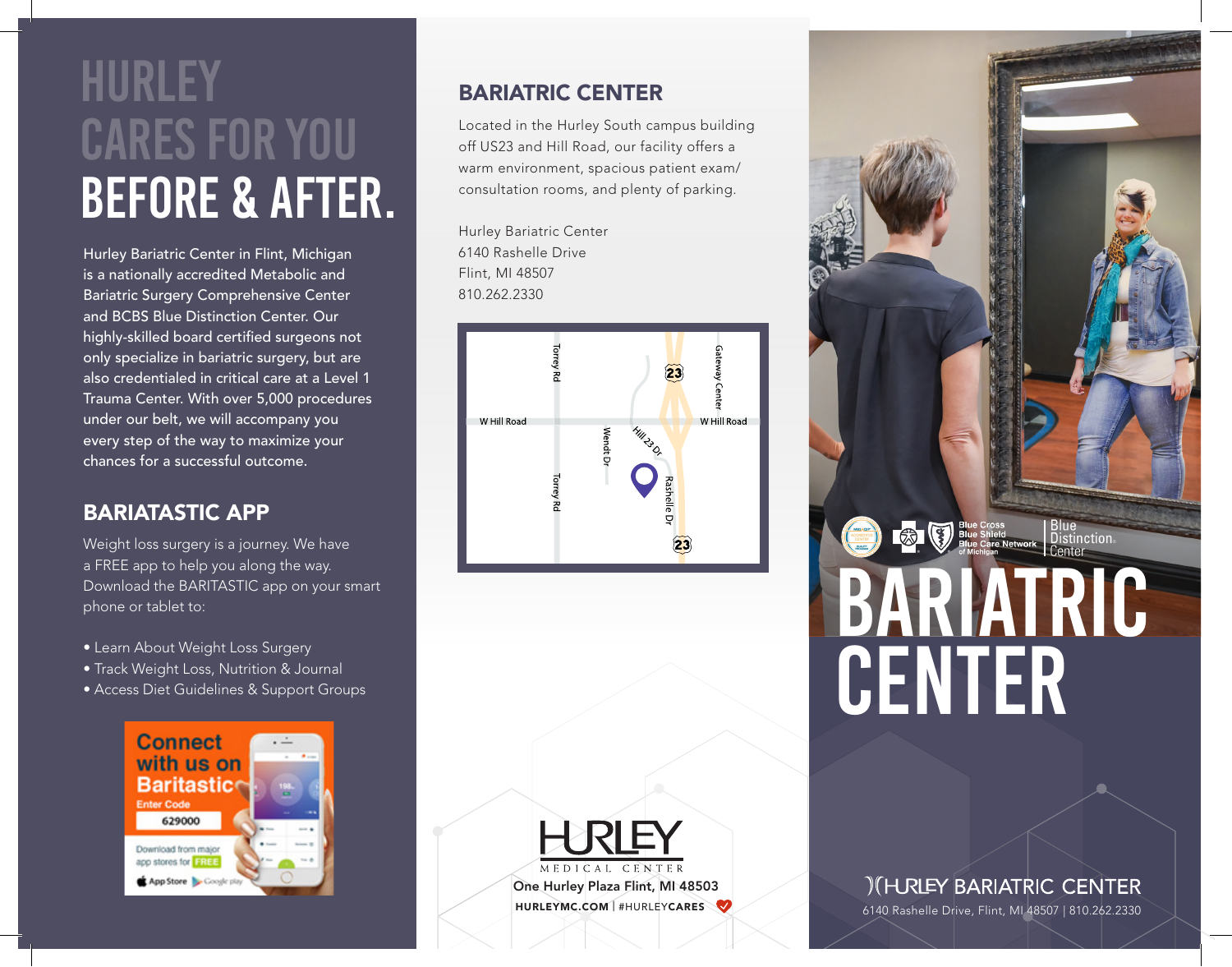# HURLEY CARES FOR YOU BEFORE & AFTER.

Hurley Bariatric Center in Flint, Michigan is a nationally accredited Metabolic and Bariatric Surgery Comprehensive Center and BCBS Blue Distinction Center. Our highly-skilled board certified surgeons not only specialize in bariatric surgery, but are also credentialed in critical care at a Level 1 Trauma Center. With over 5,000 procedures under our belt, we will accompany you every step of the way to maximize your chances for a successful outcome.

## BARIATASTIC APP

Weight loss surgery is a journey. We have a FREE app to help you along the way. Download the BARITASTIC app on your smart phone or tablet to:

- Learn About Weight Loss Surgery
- Track Weight Loss, Nutrition & Journal
- Access Diet Guidelines & Support Groups

**Connect with us on Baritastic**

Enter Code

629000

Download from major app stores for FREE

App Store | Google play

## BARIATRIC CENTER

Located in the Hurley South campus building off US23 and Hill Road, our facility offers a warm environment, spacious patient exam/consultation rooms, and plenty of parking.

Hurley Bariatric Center
6140 Rashelle Drive
Flint, MI 48507
810.262.2330

Torrey Rd · Gateway Center · 23 · W Hill Road · Wendt Dr · Hill 23 Dr · Rashelle Dr · 23

HURLEY MEDICAL CENTER

One Hurley Plaza Flint, MI 48503

HURLEYMC.COM | #HURLEYCARES

Blue Cross Blue Shield Blue Care Network of Michigan | Blue Distinction Center

# BARIATRIC CENTER

HURLEY BARIATRIC CENTER

6140 Rashelle Drive, Flint, MI 48507 | 810.262.2330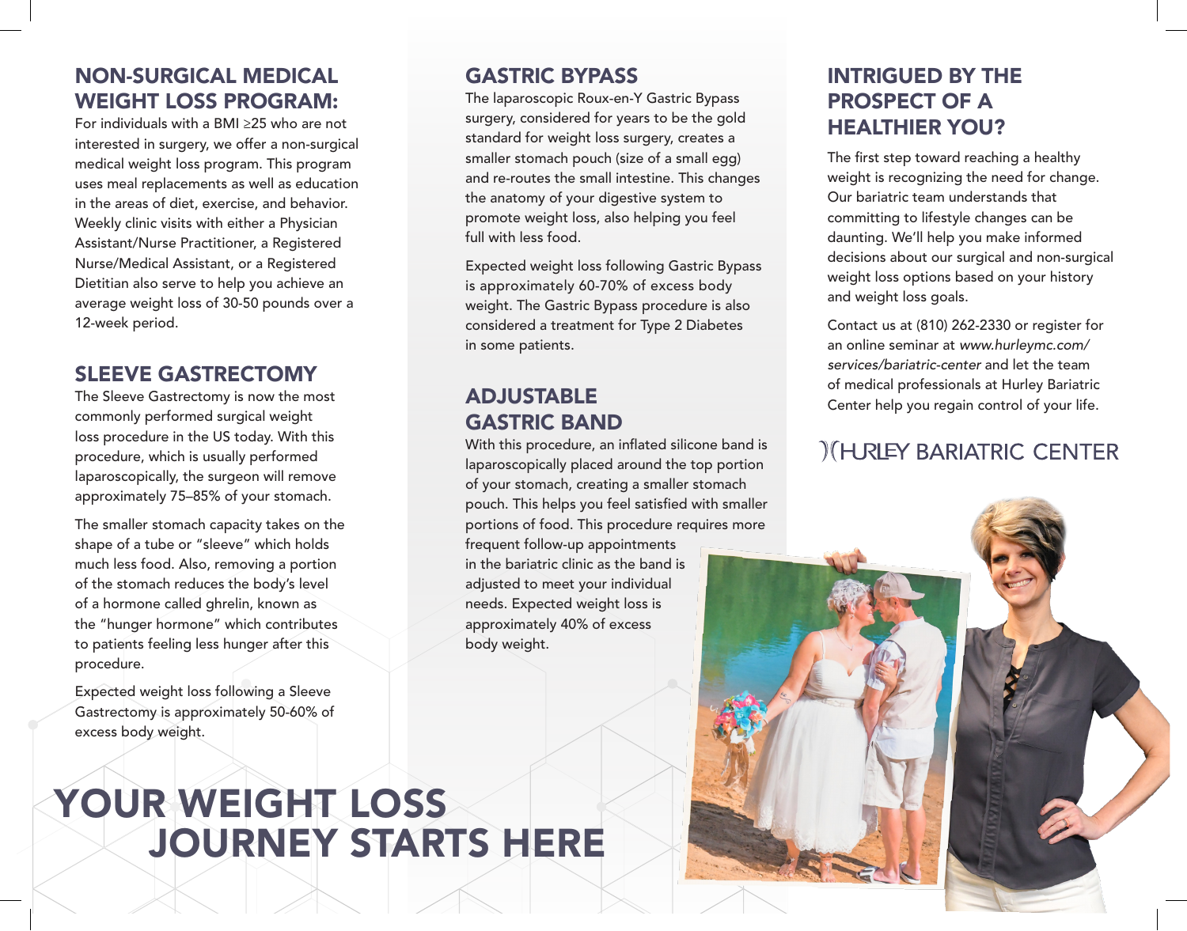## NON-SURGICAL MEDICAL WEIGHT LOSS PROGRAM:

For individuals with a BMI ≥25 who are not interested in surgery, we offer a non-surgical medical weight loss program. This program uses meal replacements as well as education in the areas of diet, exercise, and behavior. Weekly clinic visits with either a Physician Assistant/Nurse Practitioner, a Registered Nurse/Medical Assistant, or a Registered Dietitian also serve to help you achieve an average weight loss of 30-50 pounds over a 12-week period.

## SLEEVE GASTRECTOMY

The Sleeve Gastrectomy is now the most commonly performed surgical weight loss procedure in the US today. With this procedure, which is usually performed laparoscopically, the surgeon will remove approximately 75–85% of your stomach.

The smaller stomach capacity takes on the shape of a tube or "sleeve" which holds much less food. Also, removing a portion of the stomach reduces the body's level of a hormone called ghrelin, known as the "hunger hormone" which contributes to patients feeling less hunger after this procedure.

Expected weight loss following a Sleeve Gastrectomy is approximately 50-60% of excess body weight.

## GASTRIC BYPASS

The laparoscopic Roux-en-Y Gastric Bypass surgery, considered for years to be the gold standard for weight loss surgery, creates a smaller stomach pouch (size of a small egg) and re-routes the small intestine. This changes the anatomy of your digestive system to promote weight loss, also helping you feel full with less food.

Expected weight loss following Gastric Bypass is approximately 60-70% of excess body weight. The Gastric Bypass procedure is also considered a treatment for Type 2 Diabetes in some patients.

## ADJUSTABLE GASTRIC BAND

With this procedure, an inflated silicone band is laparoscopically placed around the top portion of your stomach, creating a smaller stomach pouch. This helps you feel satisfied with smaller portions of food. This procedure requires more frequent follow-up appointments in the bariatric clinic as the band is adjusted to meet your individual needs. Expected weight loss is approximately 40% of excess body weight.

# YOUR WEIGHT LOSS JOURNEY STARTS HERE

## INTRIGUED BY THE PROSPECT OF A HEALTHIER YOU?

The first step toward reaching a healthy weight is recognizing the need for change. Our bariatric team understands that committing to lifestyle changes can be daunting. We'll help you make informed decisions about our surgical and non-surgical weight loss options based on your history and weight loss goals.

Contact us at (810) 262-2330 or register for an online seminar at *www.hurleymc.com/services/bariatric-center* and let the team of medical professionals at Hurley Bariatric Center help you regain control of your life.

HURLEY BARIATRIC CENTER